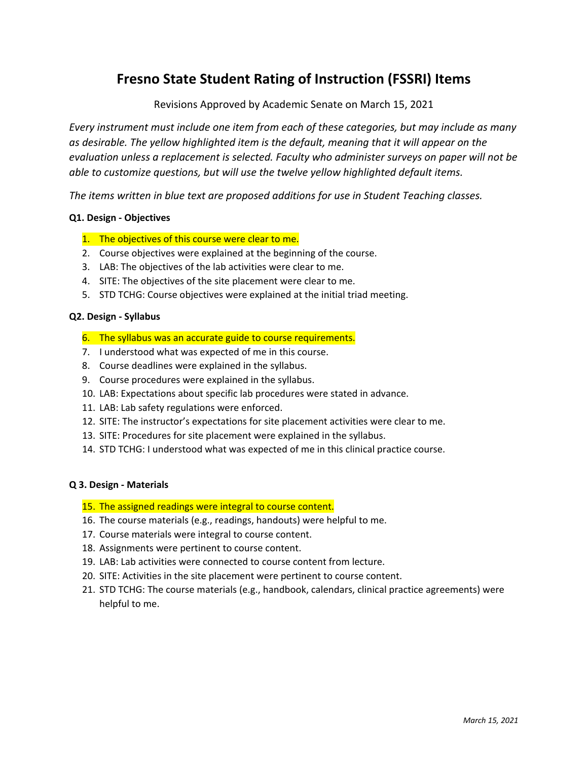# Fresno State Student Rating of Instruction (FSSRI) Items

Revisions Approved by Academic Senate on March 15, 2021

*Every instrument must include one item from each of these categories, but may include as many as desirable. The yellow highlighted item is the default, meaning that it will appear on the evaluation unless a replacement is selected. Faculty who administer surveys on paper will not be able to customize questions, but will use the twelve yellow highlighted default items.*

*The items written in blue text are proposed additions for use in Student Teaching classes.*

**Q1. Design - Objectives**

1. The objectives of this course were clear to me.
2. Course objectives were explained at the beginning of the course.
3. LAB: The objectives of the lab activities were clear to me.
4. SITE: The objectives of the site placement were clear to me.
5. STD TCHG: Course objectives were explained at the initial triad meeting.

**Q2. Design - Syllabus**

6. The syllabus was an accurate guide to course requirements.
7. I understood what was expected of me in this course.
8. Course deadlines were explained in the syllabus.
9. Course procedures were explained in the syllabus.
10. LAB: Expectations about specific lab procedures were stated in advance.
11. LAB: Lab safety regulations were enforced.
12. SITE: The instructor's expectations for site placement activities were clear to me.
13. SITE: Procedures for site placement were explained in the syllabus.
14. STD TCHG: I understood what was expected of me in this clinical practice course.

**Q 3. Design - Materials**

15. The assigned readings were integral to course content.
16. The course materials (e.g., readings, handouts) were helpful to me.
17. Course materials were integral to course content.
18. Assignments were pertinent to course content.
19. LAB: Lab activities were connected to course content from lecture.
20. SITE: Activities in the site placement were pertinent to course content.
21. STD TCHG: The course materials (e.g., handbook, calendars, clinical practice agreements) were helpful to me.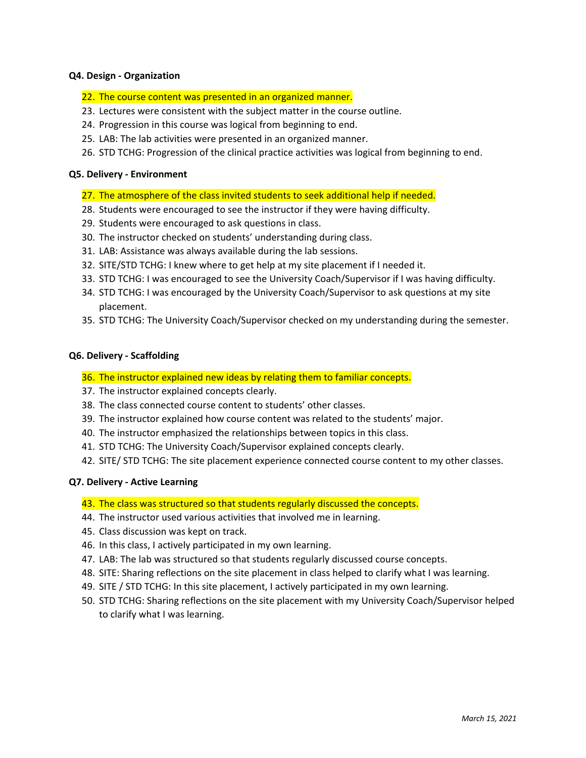**Q4. Design - Organization**

22. The course content was presented in an organized manner.
23. Lectures were consistent with the subject matter in the course outline.
24. Progression in this course was logical from beginning to end.
25. LAB: The lab activities were presented in an organized manner.
26. STD TCHG: Progression of the clinical practice activities was logical from beginning to end.

**Q5. Delivery - Environment**

27. The atmosphere of the class invited students to seek additional help if needed.
28. Students were encouraged to see the instructor if they were having difficulty.
29. Students were encouraged to ask questions in class.
30. The instructor checked on students' understanding during class.
31. LAB: Assistance was always available during the lab sessions.
32. SITE/STD TCHG: I knew where to get help at my site placement if I needed it.
33. STD TCHG: I was encouraged to see the University Coach/Supervisor if I was having difficulty.
34. STD TCHG: I was encouraged by the University Coach/Supervisor to ask questions at my site placement.
35. STD TCHG: The University Coach/Supervisor checked on my understanding during the semester.

**Q6. Delivery - Scaffolding**

36. The instructor explained new ideas by relating them to familiar concepts.
37. The instructor explained concepts clearly.
38. The class connected course content to students' other classes.
39. The instructor explained how course content was related to the students' major.
40. The instructor emphasized the relationships between topics in this class.
41. STD TCHG: The University Coach/Supervisor explained concepts clearly.
42. SITE/ STD TCHG: The site placement experience connected course content to my other classes.

**Q7. Delivery - Active Learning**

43. The class was structured so that students regularly discussed the concepts.
44. The instructor used various activities that involved me in learning.
45. Class discussion was kept on track.
46. In this class, I actively participated in my own learning.
47. LAB: The lab was structured so that students regularly discussed course concepts.
48. SITE: Sharing reflections on the site placement in class helped to clarify what I was learning.
49. SITE / STD TCHG: In this site placement, I actively participated in my own learning.
50. STD TCHG: Sharing reflections on the site placement with my University Coach/Supervisor helped to clarify what I was learning.

*March 15, 2021*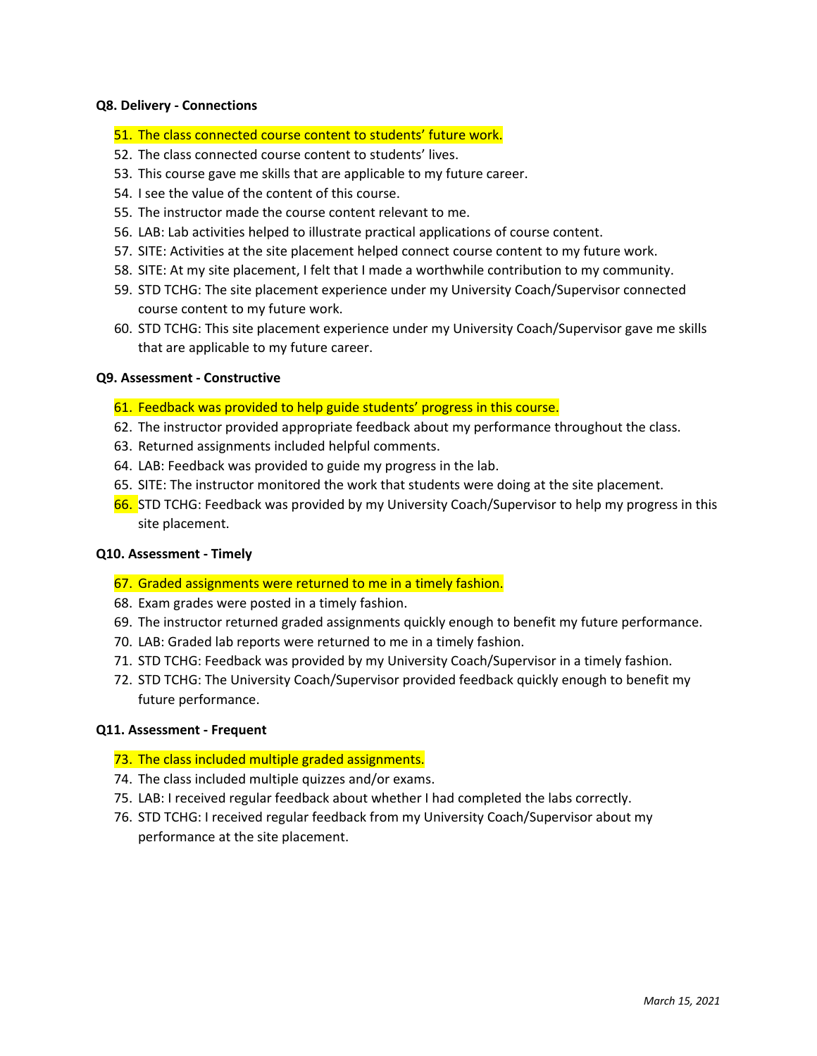**Q8. Delivery - Connections**

51. The class connected course content to students' future work.
52. The class connected course content to students' lives.
53. This course gave me skills that are applicable to my future career.
54. I see the value of the content of this course.
55. The instructor made the course content relevant to me.
56. LAB: Lab activities helped to illustrate practical applications of course content.
57. SITE: Activities at the site placement helped connect course content to my future work.
58. SITE: At my site placement, I felt that I made a worthwhile contribution to my community.
59. STD TCHG: The site placement experience under my University Coach/Supervisor connected course content to my future work.
60. STD TCHG: This site placement experience under my University Coach/Supervisor gave me skills that are applicable to my future career.

**Q9. Assessment - Constructive**

61. Feedback was provided to help guide students' progress in this course.
62. The instructor provided appropriate feedback about my performance throughout the class.
63. Returned assignments included helpful comments.
64. LAB: Feedback was provided to guide my progress in the lab.
65. SITE: The instructor monitored the work that students were doing at the site placement.
66. STD TCHG: Feedback was provided by my University Coach/Supervisor to help my progress in this site placement.

**Q10. Assessment - Timely**

67. Graded assignments were returned to me in a timely fashion.
68. Exam grades were posted in a timely fashion.
69. The instructor returned graded assignments quickly enough to benefit my future performance.
70. LAB: Graded lab reports were returned to me in a timely fashion.
71. STD TCHG: Feedback was provided by my University Coach/Supervisor in a timely fashion.
72. STD TCHG: The University Coach/Supervisor provided feedback quickly enough to benefit my future performance.

**Q11. Assessment - Frequent**

73. The class included multiple graded assignments.
74. The class included multiple quizzes and/or exams.
75. LAB: I received regular feedback about whether I had completed the labs correctly.
76. STD TCHG: I received regular feedback from my University Coach/Supervisor about my performance at the site placement.

*March 15, 2021*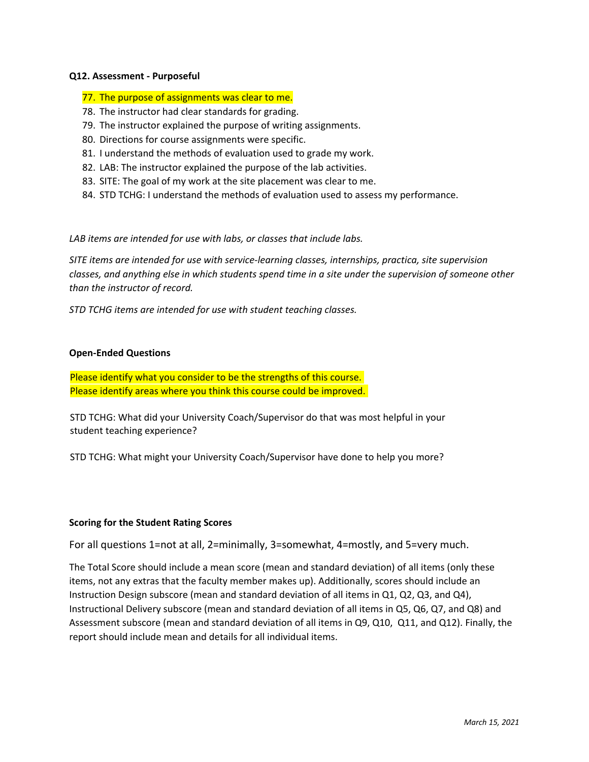**Q12. Assessment - Purposeful**

77. The purpose of assignments was clear to me.
78. The instructor had clear standards for grading.
79. The instructor explained the purpose of writing assignments.
80. Directions for course assignments were specific.
81. I understand the methods of evaluation used to grade my work.
82. LAB: The instructor explained the purpose of the lab activities.
83. SITE: The goal of my work at the site placement was clear to me.
84. STD TCHG: I understand the methods of evaluation used to assess my performance.

*LAB items are intended for use with labs, or classes that include labs.*

*SITE items are intended for use with service-learning classes, internships, practica, site supervision classes, and anything else in which students spend time in a site under the supervision of someone other than the instructor of record.*

*STD TCHG items are intended for use with student teaching classes.*

**Open-Ended Questions**

Please identify what you consider to be the strengths of this course.
Please identify areas where you think this course could be improved.

STD TCHG: What did your University Coach/Supervisor do that was most helpful in your student teaching experience?

STD TCHG: What might your University Coach/Supervisor have done to help you more?

**Scoring for the Student Rating Scores**

For all questions 1=not at all, 2=minimally, 3=somewhat, 4=mostly, and 5=very much.

The Total Score should include a mean score (mean and standard deviation) of all items (only these items, not any extras that the faculty member makes up). Additionally, scores should include an Instruction Design subscore (mean and standard deviation of all items in Q1, Q2, Q3, and Q4), Instructional Delivery subscore (mean and standard deviation of all items in Q5, Q6, Q7, and Q8) and Assessment subscore (mean and standard deviation of all items in Q9, Q10, Q11, and Q12). Finally, the report should include mean and details for all individual items.

*March 15, 2021*